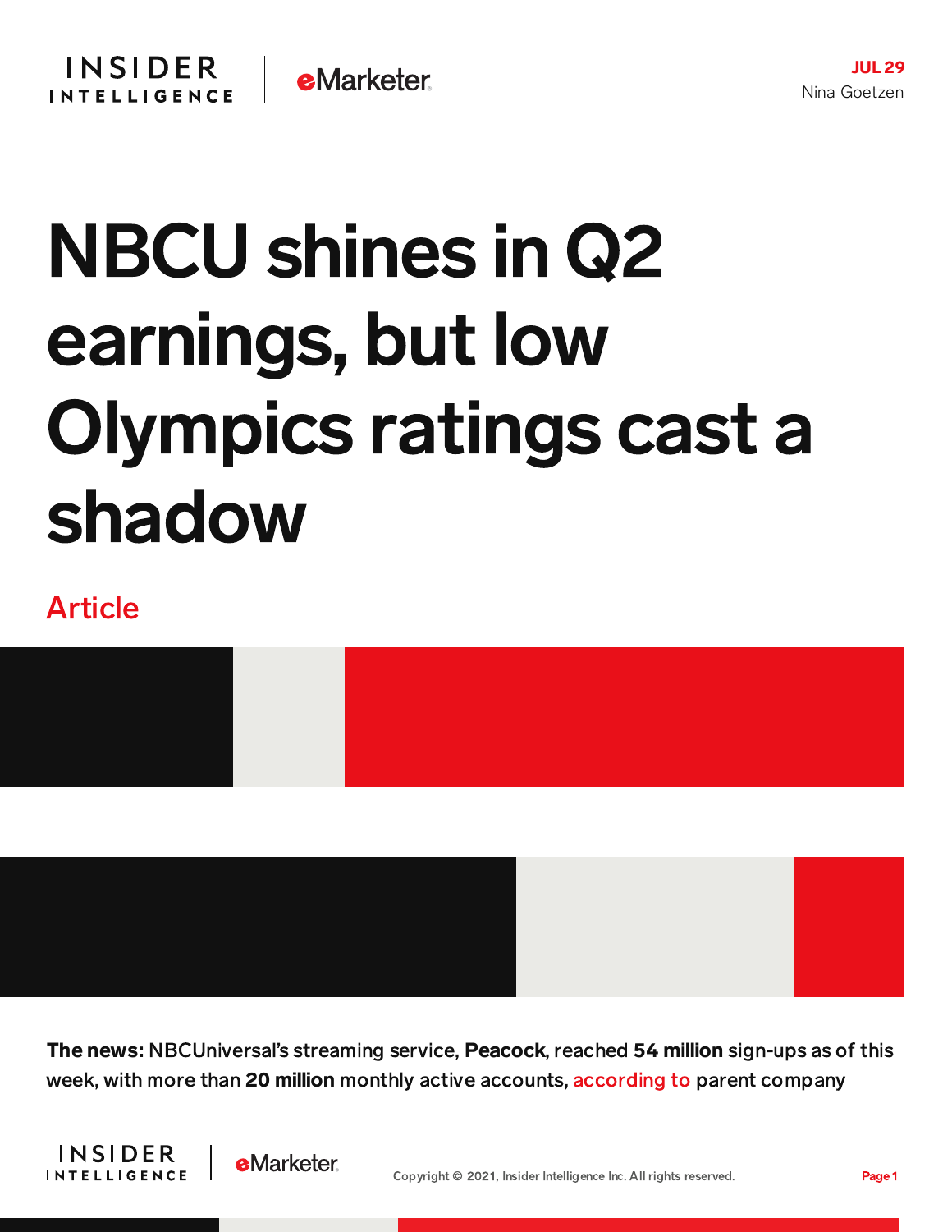JUL 29

Nina Goetzen

# NBCU shines in Q2 earnings, but low Olympics ratings cast a shadow

Article

**The news:** NBCUniversal's streaming service, **Peacock**, reached **54 million** sign-ups as of this week, with more than **20 million** monthly active accounts, according to parent company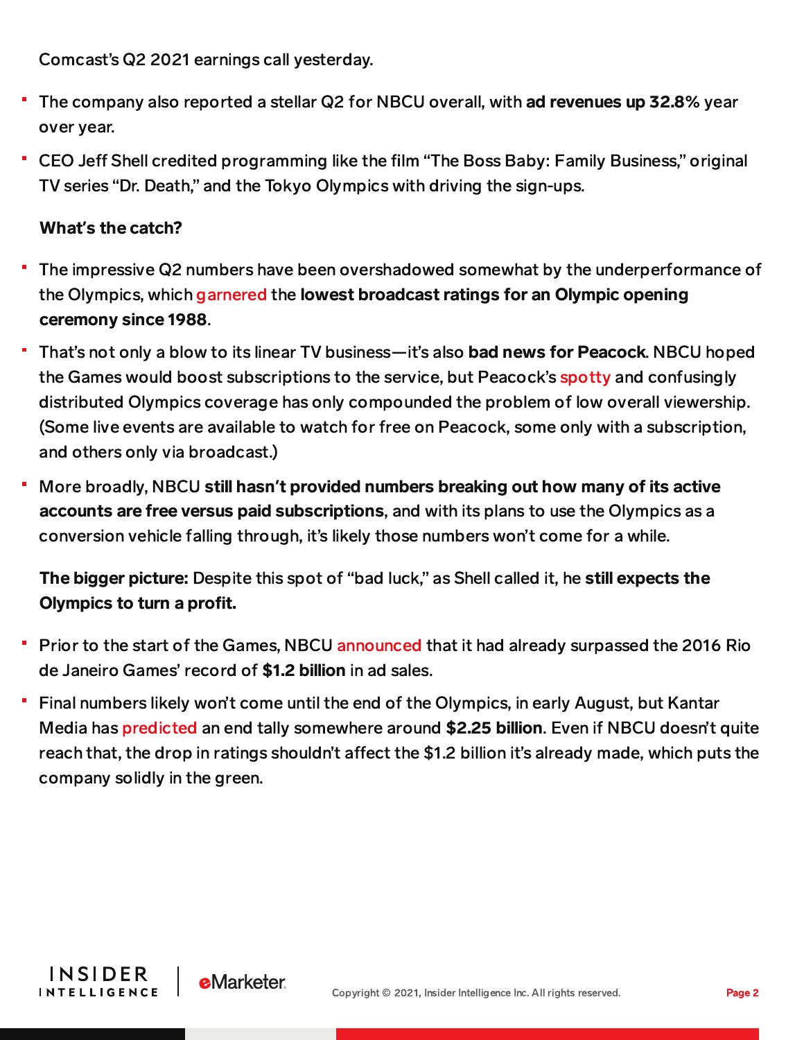Comcast's Q2 2021 earnings call yesterday.

- The company also reported a stellar Q2 for NBCU overall, with **ad revenues up 32.8%** year over year.
- CEO Jeff Shell credited programming like the film "The Boss Baby: Family Business," original TV series "Dr. Death," and the Tokyo Olympics with driving the sign-ups.

**What's the catch?**

- The impressive Q2 numbers have been overshadowed somewhat by the underperformance of the Olympics, which garnered the **lowest broadcast ratings for an Olympic opening ceremony since 1988**.
- That's not only a blow to its linear TV business—it's also **bad news for Peacock**. NBCU hoped the Games would boost subscriptions to the service, but Peacock's spotty and confusingly distributed Olympics coverage has only compounded the problem of low overall viewership. (Some live events are available to watch for free on Peacock, some only with a subscription, and others only via broadcast.)
- More broadly, NBCU **still hasn't provided numbers breaking out how many of its active accounts are free versus paid subscriptions**, and with its plans to use the Olympics as a conversion vehicle falling through, it's likely those numbers won't come for a while.

**The bigger picture:** Despite this spot of "bad luck," as Shell called it, he **still expects the Olympics to turn a profit.**

- Prior to the start of the Games, NBCU announced that it had already surpassed the 2016 Rio de Janeiro Games' record of **$1.2 billion** in ad sales.
- Final numbers likely won't come until the end of the Olympics, in early August, but Kantar Media has predicted an end tally somewhere around **$2.25 billion**. Even if NBCU doesn't quite reach that, the drop in ratings shouldn't affect the $1.2 billion it's already made, which puts the company solidly in the green.